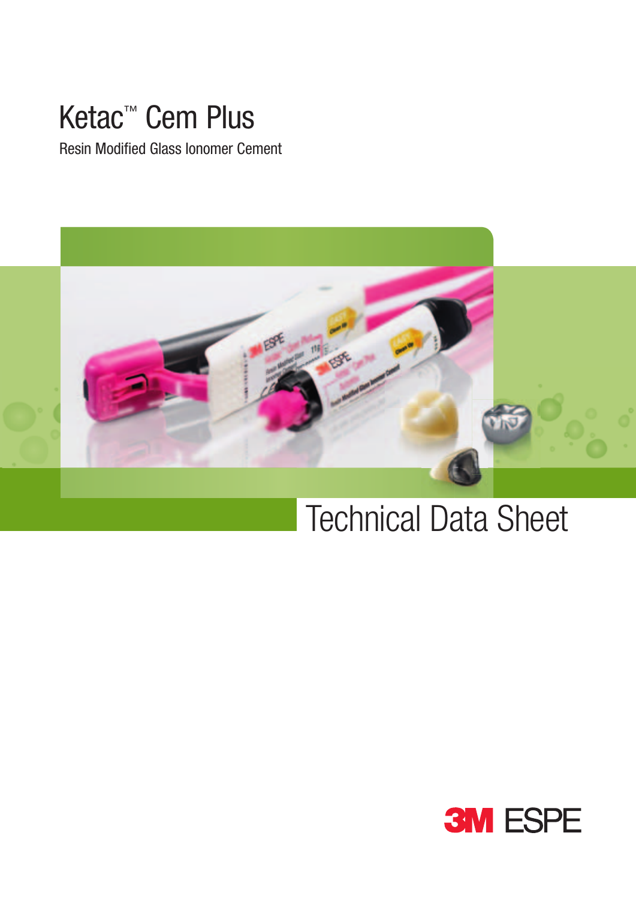# Ketac™ Cem Plus

Resin Modified Glass Ionomer Cement

## Technical Data Sheet

3M ESPE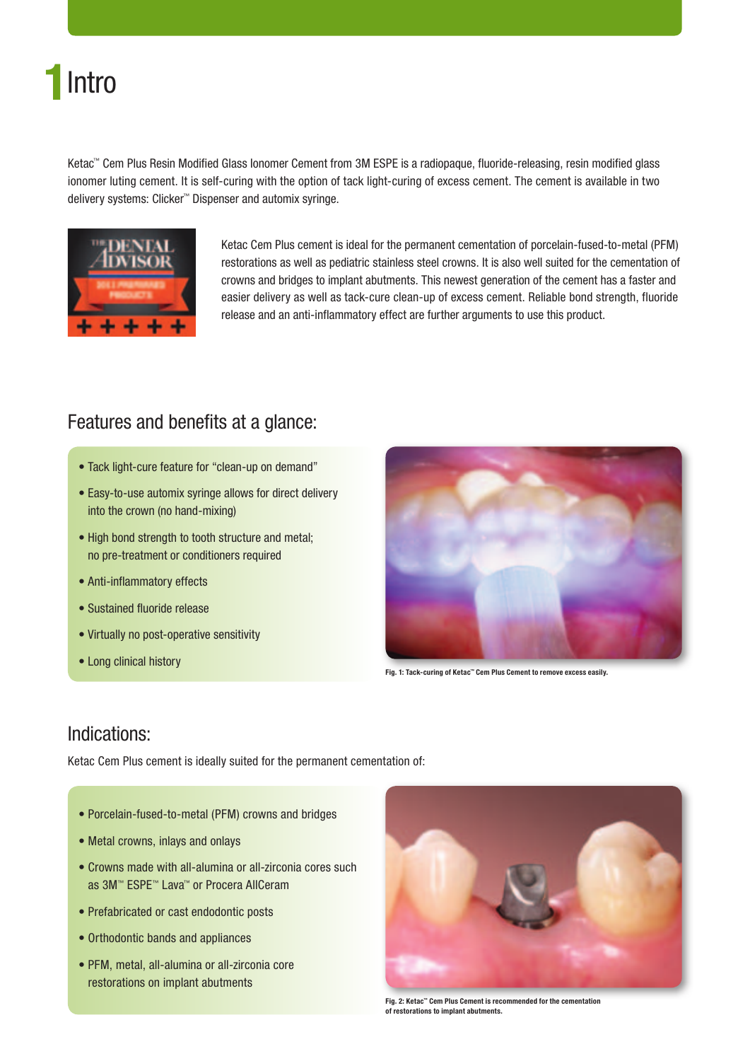# 1 Intro

Ketac™ Cem Plus Resin Modified Glass Ionomer Cement from 3M ESPE is a radiopaque, fluoride-releasing, resin modified glass ionomer luting cement. It is self-curing with the option of tack light-curing of excess cement. The cement is available in two delivery systems: Clicker™ Dispenser and automix syringe.

Ketac Cem Plus cement is ideal for the permanent cementation of porcelain-fused-to-metal (PFM) restorations as well as pediatric stainless steel crowns. It is also well suited for the cementation of crowns and bridges to implant abutments. This newest generation of the cement has a faster and easier delivery as well as tack-cure clean-up of excess cement. Reliable bond strength, fluoride release and an anti-inflammatory effect are further arguments to use this product.

## Features and benefits at a glance:

- Tack light-cure feature for "clean-up on demand"
- Easy-to-use automix syringe allows for direct delivery into the crown (no hand-mixing)
- High bond strength to tooth structure and metal; no pre-treatment or conditioners required
- Anti-inflammatory effects
- Sustained fluoride release
- Virtually no post-operative sensitivity
- Long clinical history

Fig. 1: Tack-curing of Ketac™ Cem Plus Cement to remove excess easily.

## Indications:

Ketac Cem Plus cement is ideally suited for the permanent cementation of:

- Porcelain-fused-to-metal (PFM) crowns and bridges
- Metal crowns, inlays and onlays
- Crowns made with all-alumina or all-zirconia cores such as 3M™ ESPE™ Lava™ or Procera AllCeram
- Prefabricated or cast endodontic posts
- Orthodontic bands and appliances
- PFM, metal, all-alumina or all-zirconia core restorations on implant abutments

Fig. 2: Ketac™ Cem Plus Cement is recommended for the cementation of restorations to implant abutments.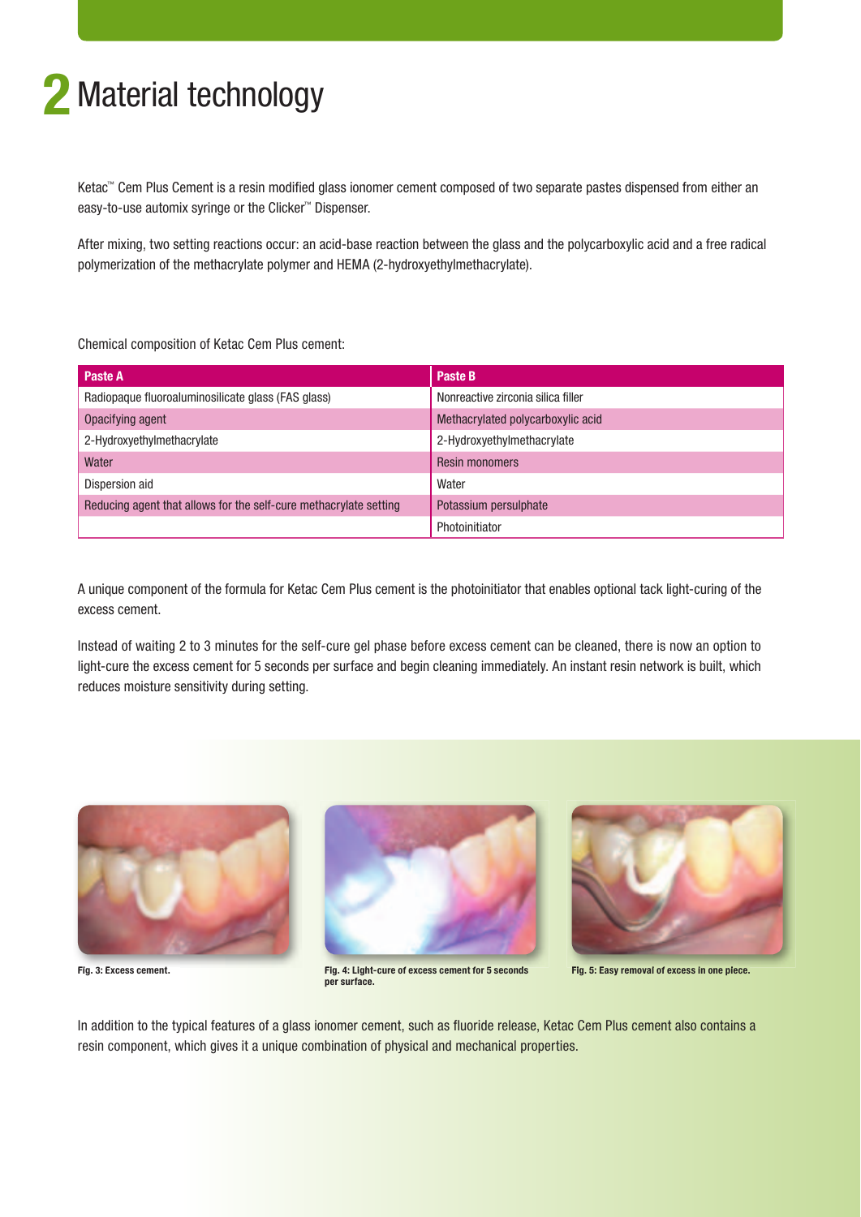# 2 Material technology

Ketac™ Cem Plus Cement is a resin modified glass ionomer cement composed of two separate pastes dispensed from either an easy-to-use automix syringe or the Clicker™ Dispenser.

After mixing, two setting reactions occur: an acid-base reaction between the glass and the polycarboxylic acid and a free radical polymerization of the methacrylate polymer and HEMA (2-hydroxyethylmethacrylate).

Chemical composition of Ketac Cem Plus cement:

| Paste A | Paste B |
|---|---|
| Radiopaque fluoroaluminosilicate glass (FAS glass) | Nonreactive zirconia silica filler |
| Opacifying agent | Methacrylated polycarboxylic acid |
| 2-Hydroxyethylmethacrylate | 2-Hydroxyethylmethacrylate |
| Water | Resin monomers |
| Dispersion aid | Water |
| Reducing agent that allows for the self-cure methacrylate setting | Potassium persulphate |
| | Photoinitiator |

A unique component of the formula for Ketac Cem Plus cement is the photoinitiator that enables optional tack light-curing of the excess cement.

Instead of waiting 2 to 3 minutes for the self-cure gel phase before excess cement can be cleaned, there is now an option to light-cure the excess cement for 5 seconds per surface and begin cleaning immediately. An instant resin network is built, which reduces moisture sensitivity during setting.

Fig. 3: Excess cement.

Fig. 4: Light-cure of excess cement for 5 seconds per surface.

Fig. 5: Easy removal of excess in one piece.

In addition to the typical features of a glass ionomer cement, such as fluoride release, Ketac Cem Plus cement also contains a resin component, which gives it a unique combination of physical and mechanical properties.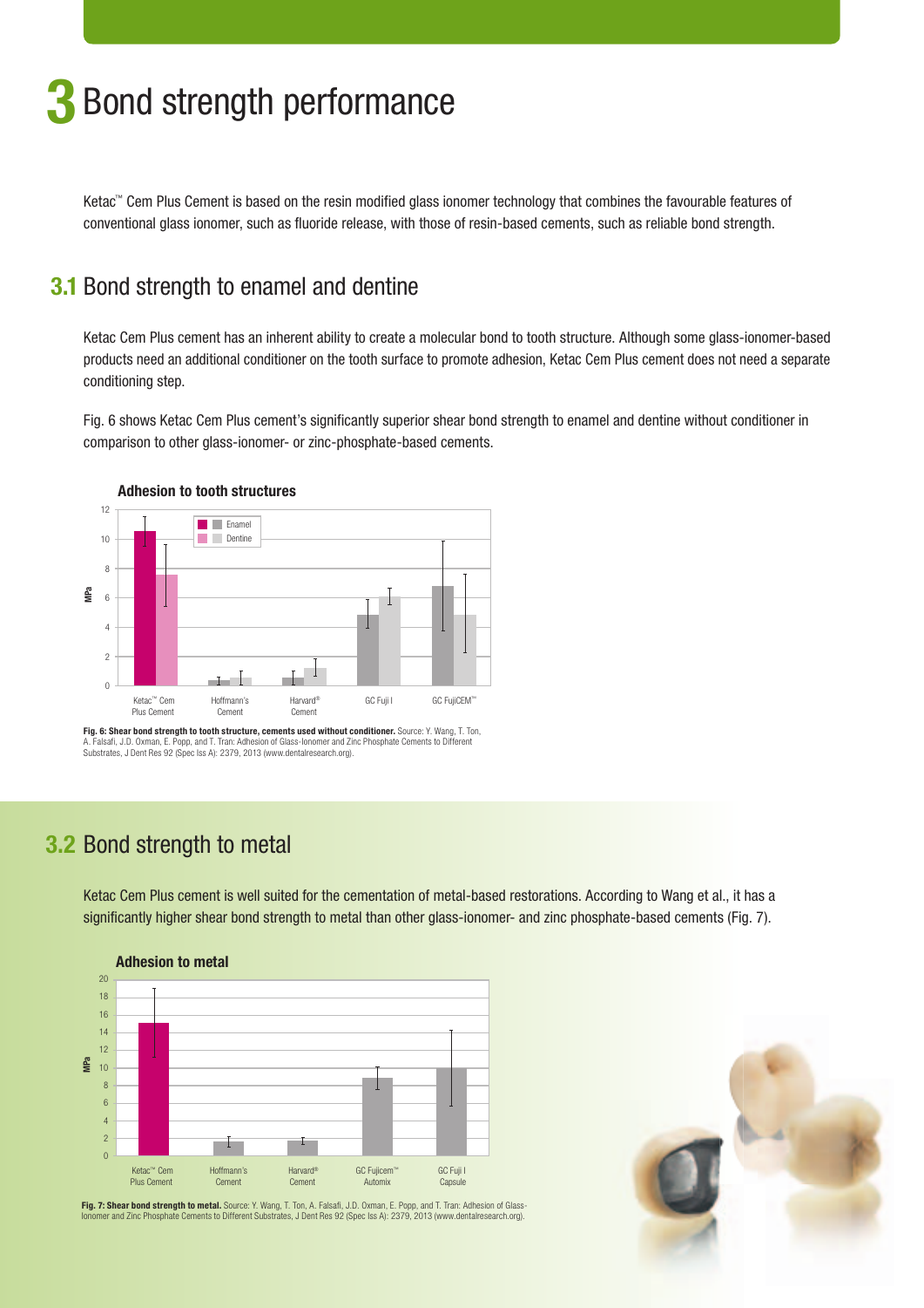# 3 Bond strength performance

Ketac™ Cem Plus Cement is based on the resin modified glass ionomer technology that combines the favourable features of conventional glass ionomer, such as fluoride release, with those of resin-based cements, such as reliable bond strength.

## 3.1 Bond strength to enamel and dentine

Ketac Cem Plus cement has an inherent ability to create a molecular bond to tooth structure. Although some glass-ionomer-based products need an additional conditioner on the tooth surface to promote adhesion, Ketac Cem Plus cement does not need a separate conditioning step.

Fig. 6 shows Ketac Cem Plus cement's significantly superior shear bond strength to enamel and dentine without conditioner in comparison to other glass-ionomer- or zinc-phosphate-based cements.

**Adhesion to tooth structures**

**Fig. 6: Shear bond strength to tooth structure, cements used without conditioner.** Source: Y. Wang, T. Ton, A. Falsafi, J.D. Oxman, E. Popp, and T. Tran: Adhesion of Glass-Ionomer and Zinc Phosphate Cements to Different Substrates, J Dent Res 92 (Spec Iss A): 2379, 2013 (www.dentalresearch.org).

## 3.2 Bond strength to metal

Ketac Cem Plus cement is well suited for the cementation of metal-based restorations. According to Wang et al., it has a significantly higher shear bond strength to metal than other glass-ionomer- and zinc phosphate-based cements (Fig. 7).

**Adhesion to metal**

**Fig. 7: Shear bond strength to metal.** Source: Y. Wang, T. Ton, A. Falsafi, J.D. Oxman, E. Popp, and T. Tran: Adhesion of Glass-Ionomer and Zinc Phosphate Cements to Different Substrates, J Dent Res 92 (Spec Iss A): 2379, 2013 (www.dentalresearch.org).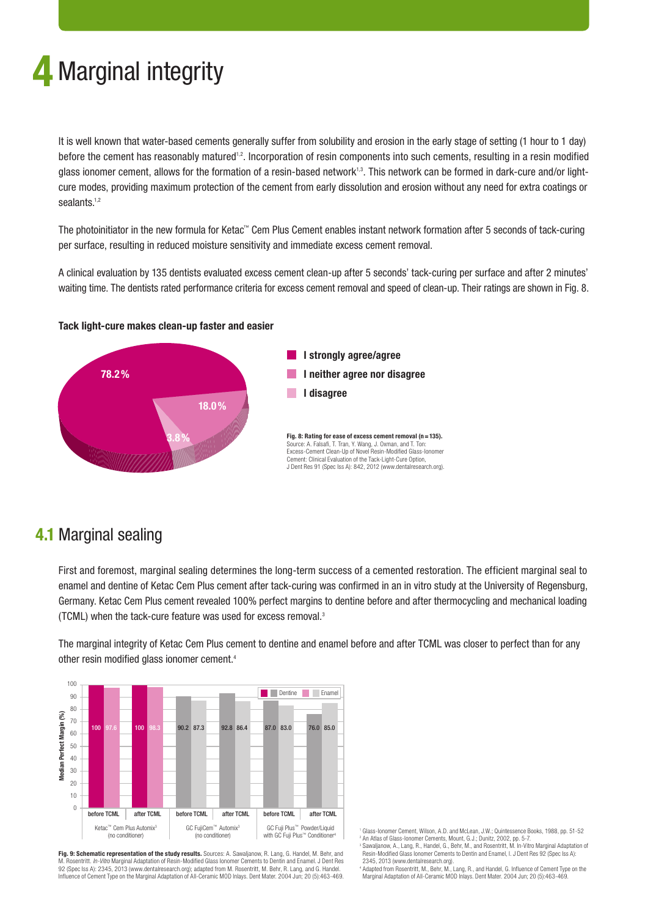# 4 Marginal integrity

It is well known that water-based cements generally suffer from solubility and erosion in the early stage of setting (1 hour to 1 day) before the cement has reasonably matured[1,2]. Incorporation of resin components into such cements, resulting in a resin modified glass ionomer cement, allows for the formation of a resin-based network[1,3]. This network can be formed in dark-cure and/or light-cure modes, providing maximum protection of the cement from early dissolution and erosion without any need for extra coatings or sealants.[1,2]

The photoinitiator in the new formula for Ketac™ Cem Plus Cement enables instant network formation after 5 seconds of tack-curing per surface, resulting in reduced moisture sensitivity and immediate excess cement removal.

A clinical evaluation by 135 dentists evaluated excess cement clean-up after 5 seconds' tack-curing per surface and after 2 minutes' waiting time. The dentists rated performance criteria for excess cement removal and speed of clean-up. Their ratings are shown in Fig. 8.

**Tack light-cure makes clean-up faster and easier**

| Rating | % |
|---|---|
| I strongly agree/agree | 78.2% |
| I neither agree nor disagree | 18.0% |
| I disagree | 3.8% |

**Fig. 8: Rating for ease of excess cement removal (n = 135).** Source: A. Falsafi, T. Tran, Y. Wang, J. Oxman, and T. Ton: Excess-Cement Clean-Up of Novel Resin-Modified Glass-Ionomer Cement: Clinical Evaluation of the Tack-Light-Cure Option, J Dent Res 91 (Spec Iss A): 842, 2012 (www.dentalresearch.org).

## 4.1 Marginal sealing

First and foremost, marginal sealing determines the long-term success of a cemented restoration. The efficient marginal seal to enamel and dentine of Ketac Cem Plus cement after tack-curing was confirmed in an in vitro study at the University of Regensburg, Germany. Ketac Cem Plus cement revealed 100% perfect margins to dentine before and after thermocycling and mechanical loading (TCML) when the tack-cure feature was used for excess removal.[3]

The marginal integrity of Ketac Cem Plus cement to dentine and enamel before and after TCML was closer to perfect than for any other resin modified glass ionomer cement.[4]

Median Perfect Margin (%)

| Cement | Condition | Dentine | Enamel |
|---|---|---|---|
| Ketac™ Cem Plus Automix[3] (no conditioner) | before TCML | 100 | 97.6 |
| | after TCML | 100 | 98.3 |
| GC FujiCem™ Automix[3] (no conditioner) | before TCML | 90.2 | 87.3 |
| | after TCML | 92.8 | 86.4 |
| GC Fuji Plus™ Powder/Liquid with GC Fuji Plus™ Conditioner[4] | before TCML | 87.0 | 83.0 |
| | after TCML | 76.0 | 85.0 |

**Fig. 9: Schematic representation of the study results.** Sources: A. Sawaljanow, R. Lang, G. Handel, M. Behr, and M. Rosentritt. *In-Vitro* Marginal Adaptation of Resin-Modified Glass Ionomer Cements to Dentin and Enamel. J Dent Res 92 (Spec Iss A): 2345, 2013 (www.dentalresearch.org); adapted from M. Rosentritt, M. Behr, R. Lang, and G. Handel. Influence of Cement Type on the Marginal Adaptation of All-Ceramic MOD Inlays. Dent Mater. 2004 Jun; 20 (5):463-469.

[1] Glass-Ionomer Cement, Wilson, A.D. and McLean, J.W.; Quintessence Books, 1988, pp. 51-52
[2] An Atlas of Glass-Ionomer Cements, Mount, G.J.; Dunitz, 2002, pp. 5-7.
[3] Sawaljanow, A., Lang, R., Handel, G., Behr, M., and Rosentritt, M. In-Vitro Marginal Adaptation of Resin-Modified Glass Ionomer Cements to Dentin and Enamel, I. J Dent Res 92 (Spec Iss A): 2345, 2013 (www.dentalresearch.org).
[4] Adapted from Rosentritt, M., Behr, M., Lang, R., and Handel, G. Influence of Cement Type on the Marginal Adaptation of All-Ceramic MOD Inlays. Dent Mater. 2004 Jun; 20 (5):463-469.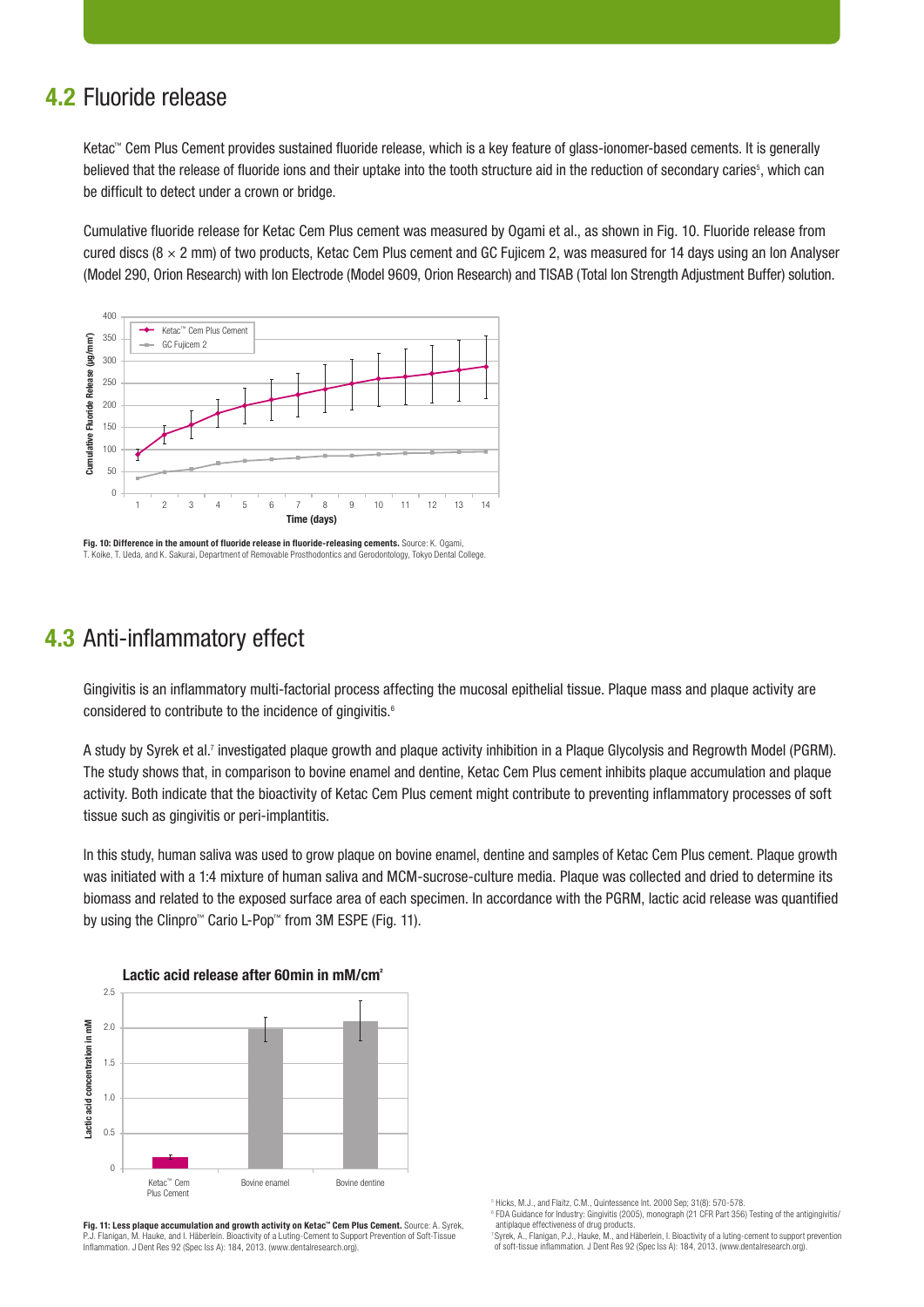## 4.2 Fluoride release

Ketac™ Cem Plus Cement provides sustained fluoride release, which is a key feature of glass-ionomer-based cements. It is generally believed that the release of fluoride ions and their uptake into the tooth structure aid in the reduction of secondary caries[5], which can be difficult to detect under a crown or bridge.

Cumulative fluoride release for Ketac Cem Plus cement was measured by Ogami et al., as shown in Fig. 10. Fluoride release from cured discs (8 × 2 mm) of two products, Ketac Cem Plus cement and GC Fujicem 2, was measured for 14 days using an Ion Analyser (Model 290, Orion Research) with Ion Electrode (Model 9609, Orion Research) and TISAB (Total Ion Strength Adjustment Buffer) solution.

**Fig. 10: Difference in the amount of fluoride release in fluoride-releasing cements.** Source: K. Ogami, T. Koike, T. Ueda, and K. Sakurai, Department of Removable Prosthodontics and Gerodontology, Tokyo Dental College.

## 4.3 Anti-inflammatory effect

Gingivitis is an inflammatory multi-factorial process affecting the mucosal epithelial tissue. Plaque mass and plaque activity are considered to contribute to the incidence of gingivitis.[6]

A study by Syrek et al.[7] investigated plaque growth and plaque activity inhibition in a Plaque Glycolysis and Regrowth Model (PGRM). The study shows that, in comparison to bovine enamel and dentine, Ketac Cem Plus cement inhibits plaque accumulation and plaque activity. Both indicate that the bioactivity of Ketac Cem Plus cement might contribute to preventing inflammatory processes of soft tissue such as gingivitis or peri-implantitis.

In this study, human saliva was used to grow plaque on bovine enamel, dentine and samples of Ketac Cem Plus cement. Plaque growth was initiated with a 1:4 mixture of human saliva and MCM-sucrose-culture media. Plaque was collected and dried to determine its biomass and related to the exposed surface area of each specimen. In accordance with the PGRM, lactic acid release was quantified by using the Clinpro™ Cario L-Pop™ from 3M ESPE (Fig. 11).

**Fig. 11: Less plaque accumulation and growth activity on Ketac™ Cem Plus Cement.** Source: A. Syrek, P.J. Flanigan, M. Hauke, and I. Häberlein. Bioactivity of a Luting-Cement to Support Prevention of Soft-Tissue Inflammation. J Dent Res 92 (Spec Iss A): 184, 2013. (www.dentalresearch.org).

[5] Hicks, M.J., and Flaitz, C.M., Quintessence Int. 2000 Sep; 31(8): 570-578.
[6] FDA Guidance for Industry: Gingivitis (2005), monograph (21 CFR Part 356) Testing of the antigingivitis/antiplaque effectiveness of drug products.
[7] Syrek, A., Flanigan, P.J., Hauke, M., and Häberlein, I. Bioactivity of a luting-cement to support prevention of soft-tissue inflammation. J Dent Res 92 (Spec Iss A): 184, 2013. (www.dentalresearch.org).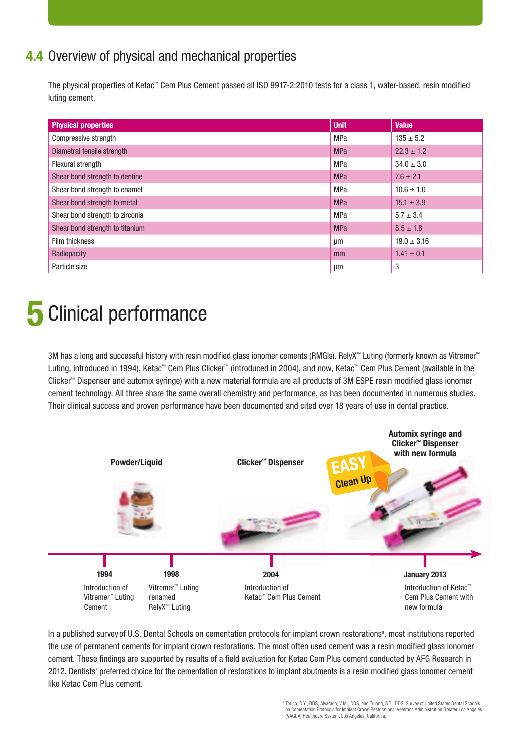## 4.4 Overview of physical and mechanical properties

The physical properties of Ketac™ Cem Plus Cement passed all ISO 9917-2:2010 tests for a class 1, water-based, resin modified luting cement.

| Physical properties | Unit | Value |
|---|---|---|
| Compressive strength | MPa | 135 ± 5.2 |
| Diametral tensile strength | MPa | 22.3 ± 1.2 |
| Flexural strength | MPa | 34.0 ± 3.0 |
| Shear bond strength to dentine | MPa | 7.6 ± 2.1 |
| Shear bond strength to enamel | MPa | 10.6 ± 1.0 |
| Shear bond strength to metal | MPa | 15.1 ± 3.9 |
| Shear bond strength to zirconia | MPa | 5.7 ± 3.4 |
| Shear bond strength to titanium | MPa | 8.5 ± 1.8 |
| Film thickness | µm | 19.0 ± 3.16 |
| Radiopacity | mm | 1.41 ± 0.1 |
| Particle size | µm | 3 |

# 5 Clinical performance

3M has a long and successful history with resin modified glass ionomer cements (RMGIs). RelyX™ Luting (formerly known as Vitremer™ Luting, introduced in 1994), Ketac™ Cem Plus Clicker™ (introduced in 2004), and now, Ketac™ Cem Plus Cement (available in the Clicker™ Dispenser and automix syringe) with a new material formula are all products of 3M ESPE resin modified glass ionomer cement technology. All three share the same overall chemistry and performance, as has been documented in numerous studies. Their clinical success and proven performance have been documented and cited over 18 years of use in dental practice.

**Powder/Liquid** — **Clicker™ Dispenser** — **Automix syringe and Clicker™ Dispenser with new formula** (EASY Clean Up)

- **1994** Introduction of Vitremer™ Luting Cement
- **1998** Vitremer™ Luting renamed RelyX™ Luting
- **2004** Introduction of Ketac™ Cem Plus Cement
- **January 2013** Introduction of Ketac™ Cem Plus Cement with new formula

In a published survey of U.S. Dental Schools on cementation protocols for implant crown restorations[8], most institutions reported the use of permanent cements for implant crown restorations. The most often used cement was a resin modified glass ionomer cement. These findings are supported by results of a field evaluation for Ketac Cem Plus cement conducted by AFG Research in 2012. Dentists' preferred choice for the cementation of restorations to implant abutments is a resin modified glass ionomer cement like Ketac Cem Plus cement.

[8] Tarica, D.Y., DDS, Alvarado, V.M., DDS, and Truong, S.T., DDS. Survey of United States Dental Schools on Cementation Protocols for Implant Crown Restorations, Veterans Administration Greater Los Angeles (VAGLA) Healthcare System, Los Angeles, California.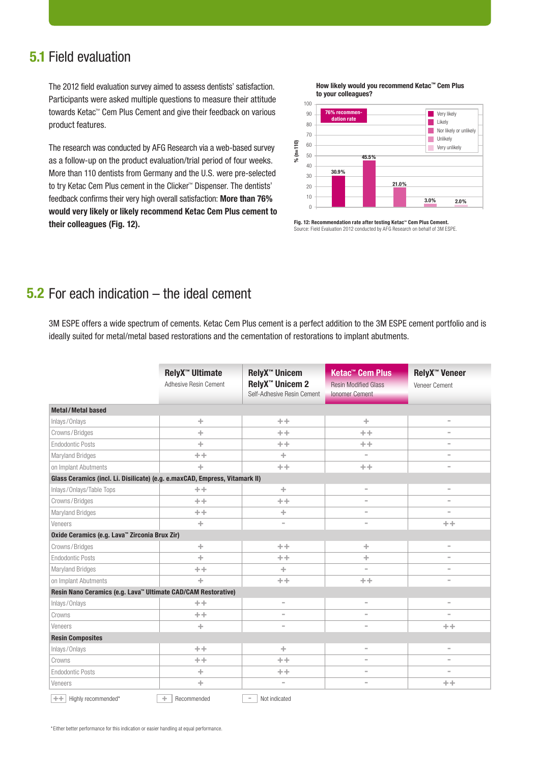## 5.1 Field evaluation

The 2012 field evaluation survey aimed to assess dentists' satisfaction. Participants were asked multiple questions to measure their attitude towards Ketac™ Cem Plus Cement and give their feedback on various product features.

The research was conducted by AFG Research via a web-based survey as a follow-up on the product evaluation/trial period of four weeks. More than 110 dentists from Germany and the U.S. were pre-selected to try Ketac Cem Plus cement in the Clicker™ Dispenser. The dentists' feedback confirms their very high overall satisfaction: **More than 76% would very likely or likely recommend Ketac Cem Plus cement to their colleagues (Fig. 12).**

**How likely would you recommend Ketac™ Cem Plus to your colleagues?**

| Response | % (n=110) |
|---|---|
| Very likely | 30.9% |
| Likely | 45.5% |
| Nor likely or unlikely | 21.0% |
| Unlikely | 3.0% |
| Very unlikely | 2.0% |

76% recommendation rate

**Fig. 12: Recommendation rate after testing Ketac™ Cem Plus Cement.**
Source: Field Evaluation 2012 conducted by AFG Research on behalf of 3M ESPE.

## 5.2 For each indication – the ideal cement

3M ESPE offers a wide spectrum of cements. Ketac Cem Plus cement is a perfect addition to the 3M ESPE cement portfolio and is ideally suited for metal/metal based restorations and the cementation of restorations to implant abutments.

| | **RelyX™ Ultimate** Adhesive Resin Cement | **RelyX™ Unicem RelyX™ Unicem 2** Self-Adhesive Resin Cement | **Ketac™ Cem Plus** Resin Modified Glass Ionomer Cement | **RelyX™ Veneer** Veneer Cement |
|---|---|---|---|---|
| **Metal / Metal based** | | | | |
| Inlays / Onlays | + | ++ | + | – |
| Crowns / Bridges | + | ++ | ++ | – |
| Endodontic Posts | + | ++ | ++ | – |
| Maryland Bridges | ++ | + | – | – |
| on Implant Abutments | + | ++ | ++ | – |
| **Glass Ceramics (incl. Li. Disilicate) (e.g. e.maxCAD, Empress, Vitamark II)** | | | | |
| Inlays / Onlays / Table Tops | ++ | + | – | – |
| Crowns / Bridges | ++ | ++ | – | – |
| Maryland Bridges | ++ | + | – | – |
| Veneers | + | – | – | ++ |
| **Oxide Ceramics (e.g. Lava™ Zirconia Brux Zir)** | | | | |
| Crowns / Bridges | + | ++ | + | – |
| Endodontic Posts | + | ++ | + | – |
| Maryland Bridges | ++ | + | – | – |
| on Implant Abutments | + | ++ | ++ | – |
| **Resin Nano Ceramics (e.g. Lava™ Ultimate CAD/CAM Restorative)** | | | | |
| Inlays / Onlays | ++ | – | – | – |
| Crowns | ++ | – | – | – |
| Veneers | + | – | – | ++ |
| **Resin Composites** | | | | |
| Inlays / Onlays | ++ | + | – | – |
| Crowns | ++ | ++ | – | – |
| Endodontic Posts | + | ++ | – | – |
| Veneers | + | – | – | ++ |

++ Highly recommended* &nbsp;&nbsp; + Recommended &nbsp;&nbsp; – Not indicated

*Either better performance for this indication or easier handling at equal performance.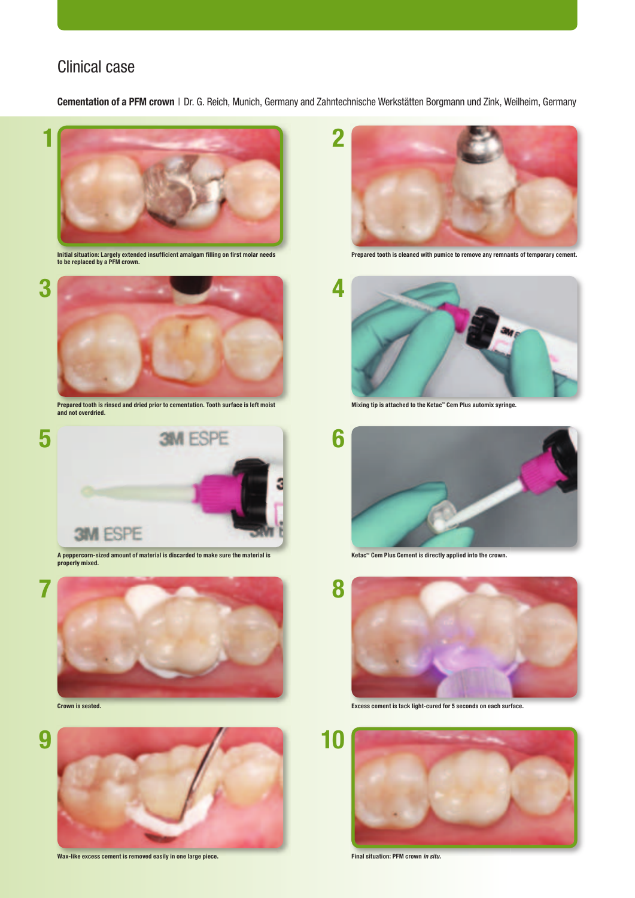## Clinical case

**Cementation of a PFM crown** | Dr. G. Reich, Munich, Germany and Zahntechnische Werkstätten Borgmann und Zink, Weilheim, Germany

**1**

Initial situation: Largely extended insufficient amalgam filling on first molar needs to be replaced by a PFM crown.

**2**

Prepared tooth is cleaned with pumice to remove any remnants of temporary cement.

**3**

Prepared tooth is rinsed and dried prior to cementation. Tooth surface is left moist and not overdried.

**4**

Mixing tip is attached to the Ketac™ Cem Plus automix syringe.

**5**

A peppercorn-sized amount of material is discarded to make sure the material is properly mixed.

**6**

Ketac™ Cem Plus Cement is directly applied into the crown.

**7**

Crown is seated.

**8**

Excess cement is tack light-cured for 5 seconds on each surface.

**9**

Wax-like excess cement is removed easily in one large piece.

**10**

Final situation: PFM crown *in situ.*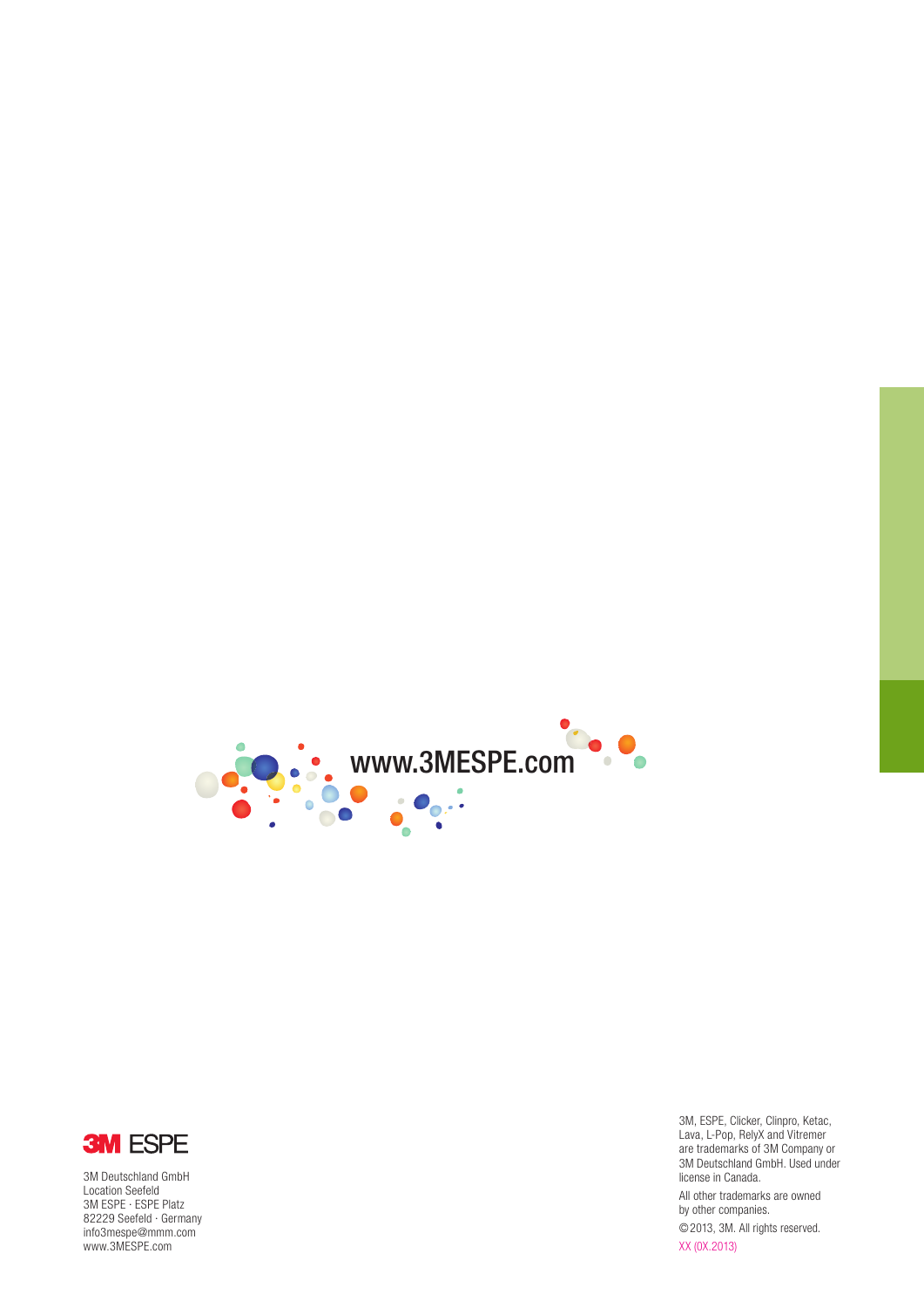www.3MESPE.com

**3M ESPE**

3M Deutschland GmbH
Location Seefeld
3M ESPE · ESPE Platz
82229 Seefeld · Germany
info3mespe@mmm.com
www.3MESPE.com

3M, ESPE, Clicker, Clinpro, Ketac, Lava, L-Pop, RelyX and Vitremer are trademarks of 3M Company or 3M Deutschland GmbH. Used under license in Canada.

All other trademarks are owned by other companies.

© 2013, 3M. All rights reserved.

XX (0X.2013)